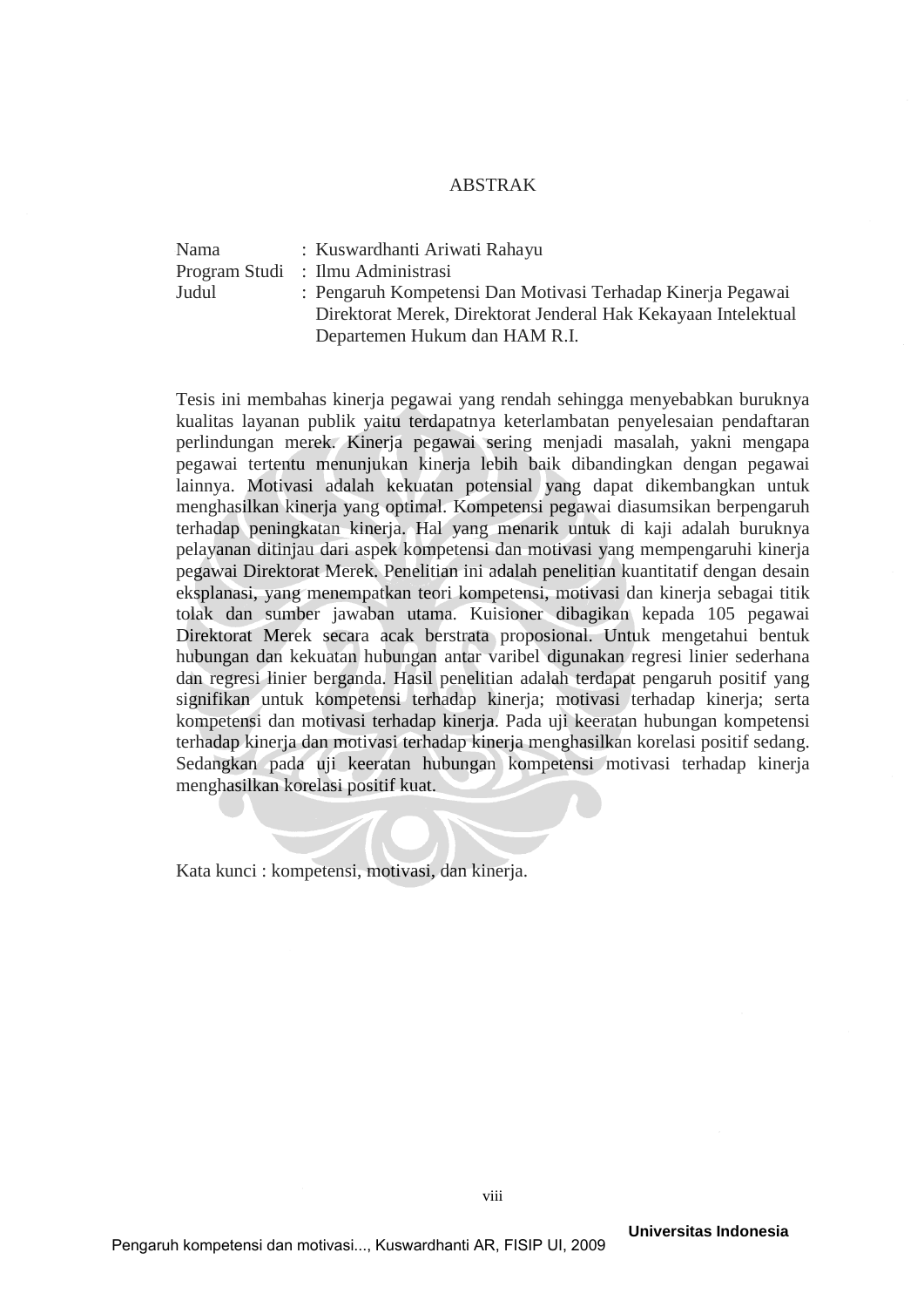# ABSTRAK

Nama : Kuswardhanti Ariwati Rahayu
Program Studi : Ilmu Administrasi
Judul : Pengaruh Kompetensi Dan Motivasi Terhadap Kinerja Pegawai Direktorat Merek, Direktorat Jenderal Hak Kekayaan Intelektual Departemen Hukum dan HAM R.I.

Tesis ini membahas kinerja pegawai yang rendah sehingga menyebabkan buruknya kualitas layanan publik yaitu terdapatnya keterlambatan penyelesaian pendaftaran perlindungan merek. Kinerja pegawai sering menjadi masalah, yakni mengapa pegawai tertentu menunjukan kinerja lebih baik dibandingkan dengan pegawai lainnya. Motivasi adalah kekuatan potensial yang dapat dikembangkan untuk menghasilkan kinerja yang optimal. Kompetensi pegawai diasumsikan berpengaruh terhadap peningkatan kinerja. Hal yang menarik untuk di kaji adalah buruknya pelayanan ditinjau dari aspek kompetensi dan motivasi yang mempengaruhi kinerja pegawai Direktorat Merek. Penelitian ini adalah penelitian kuantitatif dengan desain eksplanasi, yang menempatkan teori kompetensi, motivasi dan kinerja sebagai titik tolak dan sumber jawaban utama. Kuisioner dibagikan kepada 105 pegawai Direktorat Merek secara acak berstrata proposional. Untuk mengetahui bentuk hubungan dan kekuatan hubungan antar varibel digunakan regresi linier sederhana dan regresi linier berganda. Hasil penelitian adalah terdapat pengaruh positif yang signifikan untuk kompetensi terhadap kinerja; motivasi terhadap kinerja; serta kompetensi dan motivasi terhadap kinerja. Pada uji keeratan hubungan kompetensi terhadap kinerja dan motivasi terhadap kinerja menghasilkan korelasi positif sedang. Sedangkan pada uji keeratan hubungan kompetensi motivasi terhadap kinerja menghasilkan korelasi positif kuat.

Kata kunci : kompetensi, motivasi, dan kinerja.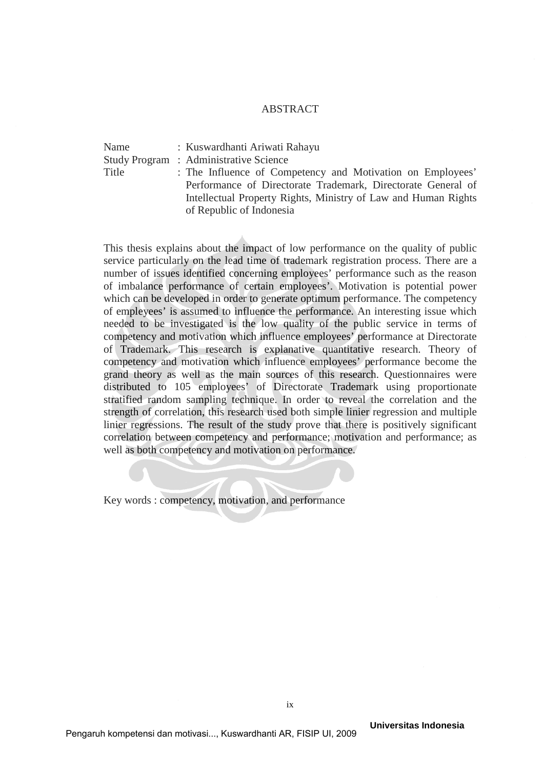# ABSTRACT

Name : Kuswardhanti Ariwati Rahayu
Study Program : Administrative Science
Title : The Influence of Competency and Motivation on Employees' Performance of Directorate Trademark, Directorate General of Intellectual Property Rights, Ministry of Law and Human Rights of Republic of Indonesia

This thesis explains about the impact of low performance on the quality of public service particularly on the lead time of trademark registration process. There are a number of issues identified concerning employees' performance such as the reason of imbalance performance of certain employees'. Motivation is potential power which can be developed in order to generate optimum performance. The competency of empleyees' is assumed to influence the performance. An interesting issue which needed to be investigated is the low quality of the public service in terms of competency and motivation which influence employees' performance at Directorate of Trademark. This research is explanative quantitative research. Theory of competency and motivation which influence employees' performance become the grand theory as well as the main sources of this research. Questionnaires were distributed to 105 employees' of Directorate Trademark using proportionate stratified random sampling technique. In order to reveal the correlation and the strength of correlation, this research used both simple linier regression and multiple linier regressions. The result of the study prove that there is positively significant correlation between competency and performance; motivation and performance; as well as both competency and motivation on performance.

Key words : competency, motivation, and performance